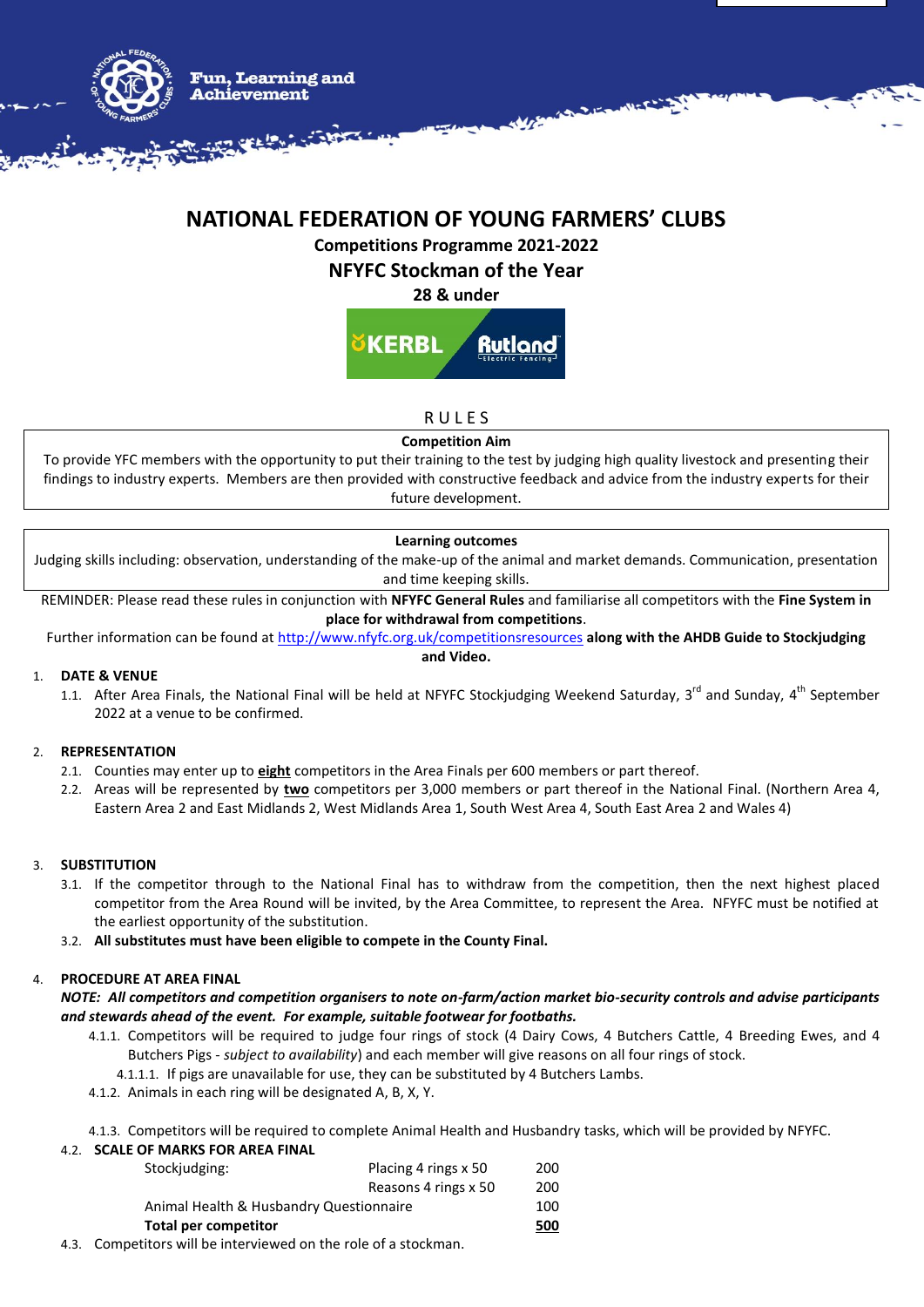Fun, Learning and Achievement

# NATIONAL FEDERATION OF YOUNG FARMERS' CLUBS

**Competitions Programme 2021-2022**

## NFYFC Stockman of the Year

**28 & under**

KERBL Rutland Electric Fencing

RULES

| **Competition Aim** |
|---|
| To provide YFC members with the opportunity to put their training to the test by judging high quality livestock and presenting their findings to industry experts. Members are then provided with constructive feedback and advice from the industry experts for their future development. |

| **Learning outcomes** |
|---|
| Judging skills including: observation, understanding of the make-up of the animal and market demands. Communication, presentation and time keeping skills. |

REMINDER: Please read these rules in conjunction with **NFYFC General Rules** and familiarise all competitors with the **Fine System in place for withdrawal from competitions**.

Further information can be found at http://www.nfyfc.org.uk/competitionsresources **along with the AHDB Guide to Stockjudging and Video.**

1. **DATE & VENUE**
   1.1. After Area Finals, the National Final will be held at NFYFC Stockjudging Weekend Saturday, 3rd and Sunday, 4th September 2022 at a venue to be confirmed.

2. **REPRESENTATION**
   2.1. Counties may enter up to **eight** competitors in the Area Finals per 600 members or part thereof.
   2.2. Areas will be represented by **two** competitors per 3,000 members or part thereof in the National Final. (Northern Area 4, Eastern Area 2 and East Midlands 2, West Midlands Area 1, South West Area 4, South East Area 2 and Wales 4)

3. **SUBSTITUTION**
   3.1. If the competitor through to the National Final has to withdraw from the competition, then the next highest placed competitor from the Area Round will be invited, by the Area Committee, to represent the Area. NFYFC must be notified at the earliest opportunity of the substitution.
   3.2. **All substitutes must have been eligible to compete in the County Final.**

4. **PROCEDURE AT AREA FINAL**
   ***NOTE: All competitors and competition organisers to note on-farm/action market bio-security controls and advise participants and stewards ahead of the event. For example, suitable footwear for footbaths.***
   4.1.1. Competitors will be required to judge four rings of stock (4 Dairy Cows, 4 Butchers Cattle, 4 Breeding Ewes, and 4 Butchers Pigs - *subject to availability*) and each member will give reasons on all four rings of stock.
      4.1.1.1. If pigs are unavailable for use, they can be substituted by 4 Butchers Lambs.
   4.1.2. Animals in each ring will be designated A, B, X, Y.

   4.1.3. Competitors will be required to complete Animal Health and Husbandry tasks, which will be provided by NFYFC.

   4.2. **SCALE OF MARKS FOR AREA FINAL**

| | | |
|---|---|---|
| Stockjudging: | Placing 4 rings x 50 | 200 |
| | Reasons 4 rings x 50 | 200 |
| Animal Health & Husbandry Questionnaire | | 100 |
| **Total per competitor** | | **500** |

   4.3. Competitors will be interviewed on the role of a stockman.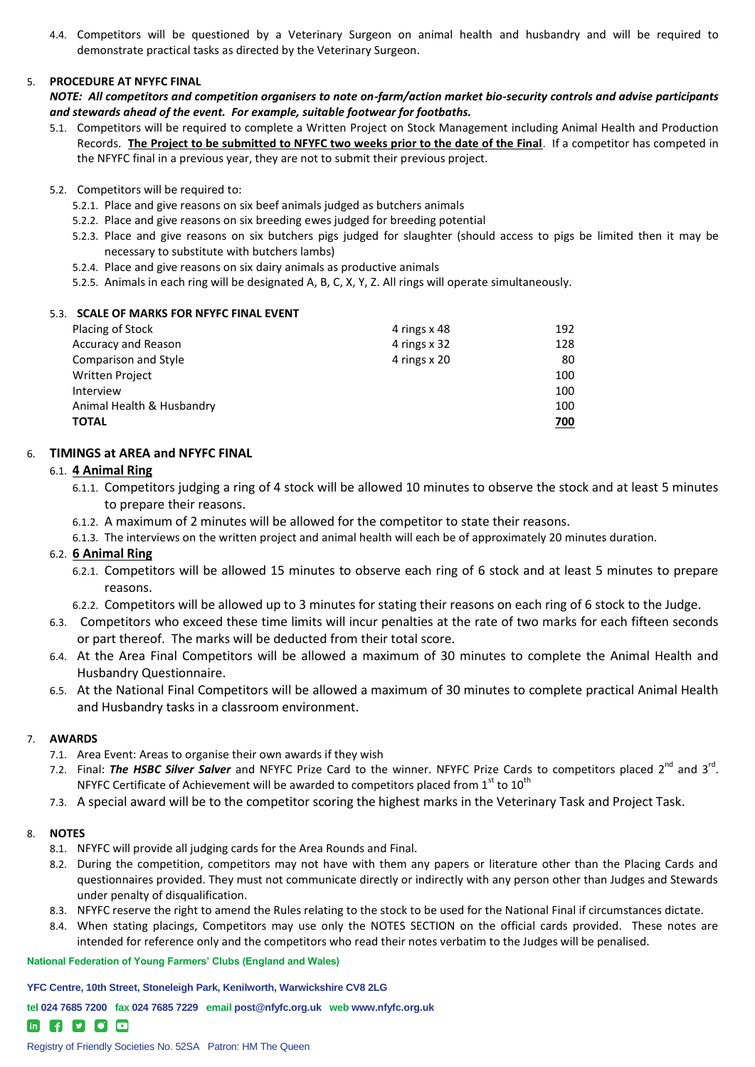4.4. Competitors will be questioned by a Veterinary Surgeon on animal health and husbandry and will be required to demonstrate practical tasks as directed by the Veterinary Surgeon.

5. **PROCEDURE AT NFYFC FINAL**

***NOTE: All competitors and competition organisers to note on-farm/action market bio-security controls and advise participants and stewards ahead of the event. For example, suitable footwear for footbaths.***

5.1. Competitors will be required to complete a Written Project on Stock Management including Animal Health and Production Records. **The Project to be submitted to NFYFC two weeks prior to the date of the Final**. If a competitor has competed in the NFYFC final in a previous year, they are not to submit their previous project.

5.2. Competitors will be required to:

5.2.1. Place and give reasons on six beef animals judged as butchers animals

5.2.2. Place and give reasons on six breeding ewes judged for breeding potential

5.2.3. Place and give reasons on six butchers pigs judged for slaughter (should access to pigs be limited then it may be necessary to substitute with butchers lambs)

5.2.4. Place and give reasons on six dairy animals as productive animals

5.2.5. Animals in each ring will be designated A, B, C, X, Y, Z. All rings will operate simultaneously.

5.3. **SCALE OF MARKS FOR NFYFC FINAL EVENT**

| | | |
|---|---|---|
| Placing of Stock | 4 rings x 48 | 192 |
| Accuracy and Reason | 4 rings x 32 | 128 |
| Comparison and Style | 4 rings x 20 | 80 |
| Written Project | | 100 |
| Interview | | 100 |
| Animal Health & Husbandry | | 100 |
| **TOTAL** | | **700** |

6. **TIMINGS at AREA and NFYFC FINAL**

6.1. **4 Animal Ring**

6.1.1. Competitors judging a ring of 4 stock will be allowed 10 minutes to observe the stock and at least 5 minutes to prepare their reasons.

6.1.2. A maximum of 2 minutes will be allowed for the competitor to state their reasons.

6.1.3. The interviews on the written project and animal health will each be of approximately 20 minutes duration.

6.2. **6 Animal Ring**

6.2.1. Competitors will be allowed 15 minutes to observe each ring of 6 stock and at least 5 minutes to prepare reasons.

6.2.2. Competitors will be allowed up to 3 minutes for stating their reasons on each ring of 6 stock to the Judge.

6.3. Competitors who exceed these time limits will incur penalties at the rate of two marks for each fifteen seconds or part thereof. The marks will be deducted from their total score.

6.4. At the Area Final Competitors will be allowed a maximum of 30 minutes to complete the Animal Health and Husbandry Questionnaire.

6.5. At the National Final Competitors will be allowed a maximum of 30 minutes to complete practical Animal Health and Husbandry tasks in a classroom environment.

7. **AWARDS**

7.1. Area Event: Areas to organise their own awards if they wish

7.2. Final: ***The HSBC Silver Salver*** and NFYFC Prize Card to the winner. NFYFC Prize Cards to competitors placed 2nd and 3rd. NFYFC Certificate of Achievement will be awarded to competitors placed from 1st to 10th

7.3. A special award will be to the competitor scoring the highest marks in the Veterinary Task and Project Task.

8. **NOTES**

8.1. NFYFC will provide all judging cards for the Area Rounds and Final.

8.2. During the competition, competitors may not have with them any papers or literature other than the Placing Cards and questionnaires provided. They must not communicate directly or indirectly with any person other than Judges and Stewards under penalty of disqualification.

8.3. NFYFC reserve the right to amend the Rules relating to the stock to be used for the National Final if circumstances dictate.

8.4. When stating placings, Competitors may use only the NOTES SECTION on the official cards provided. These notes are intended for reference only and the competitors who read their notes verbatim to the Judges will be penalised.

**National Federation of Young Farmers' Clubs (England and Wales)**

**YFC Centre, 10th Street, Stoneleigh Park, Kenilworth, Warwickshire CV8 2LG**

**tel 024 7685 7200 fax 024 7685 7229 email post@nfyfc.org.uk web www.nfyfc.org.uk**

Registry of Friendly Societies No. 52SA Patron: HM The Queen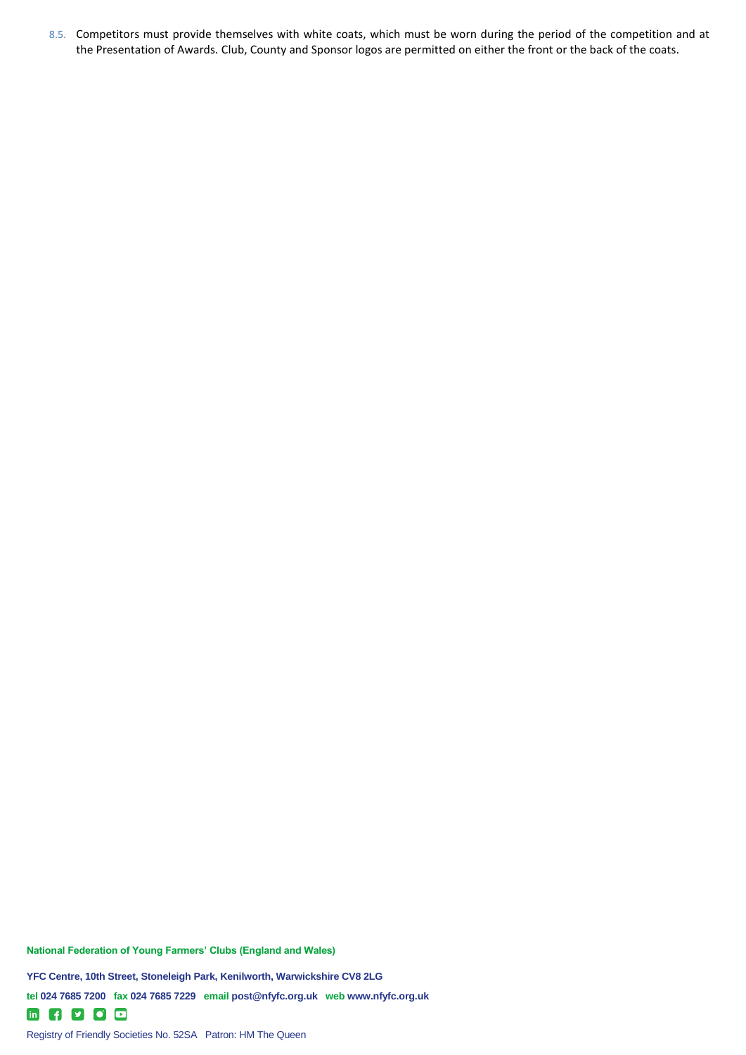8.5. Competitors must provide themselves with white coats, which must be worn during the period of the competition and at the Presentation of Awards. Club, County and Sponsor logos are permitted on either the front or the back of the coats.

**National Federation of Young Farmers' Clubs (England and Wales)**

**YFC Centre, 10th Street, Stoneleigh Park, Kenilworth, Warwickshire CV8 2LG**

**tel 024 7685 7200 fax 024 7685 7229 email post@nfyfc.org.uk web www.nfyfc.org.uk**

Registry of Friendly Societies No. 52SA Patron: HM The Queen